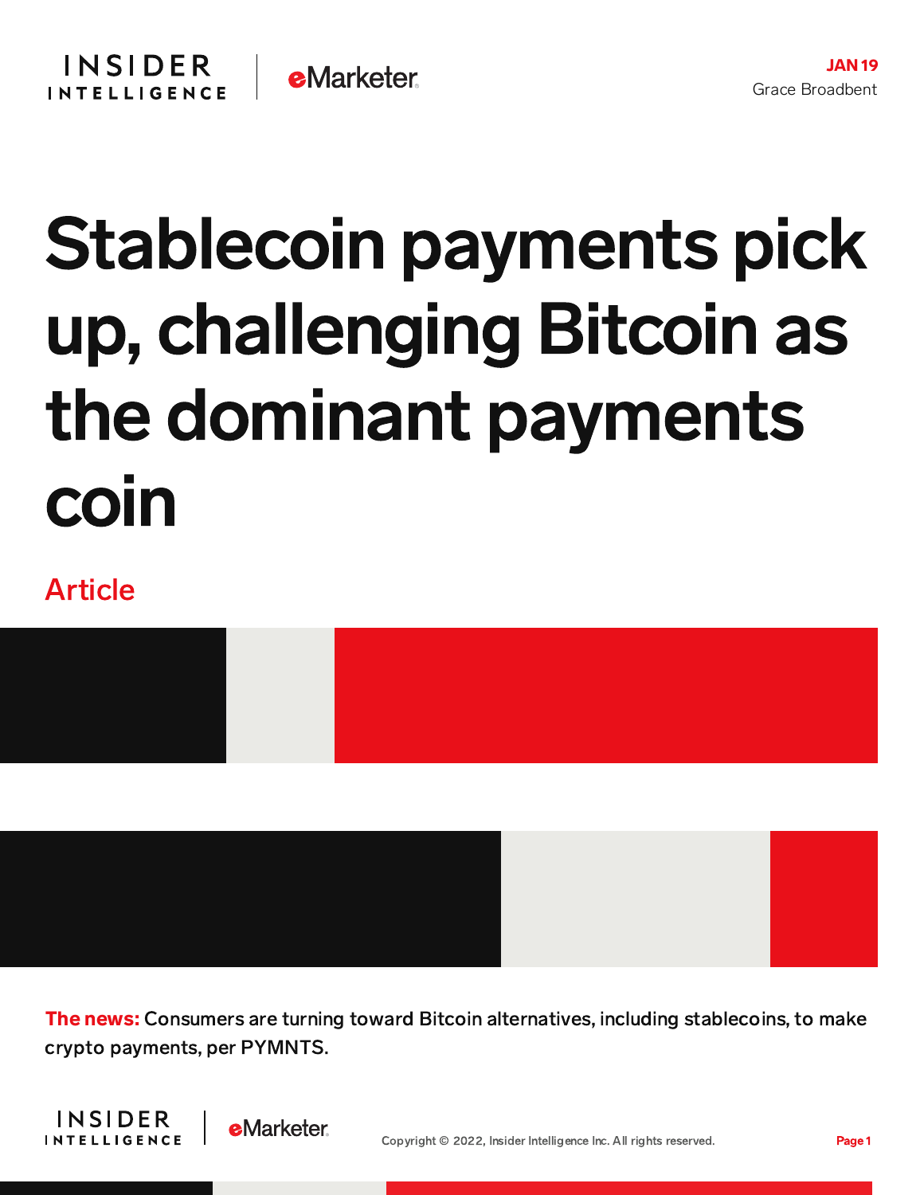JAN 19

Grace Broadbent

# Stablecoin payments pick up, challenging Bitcoin as the dominant payments coin

## Article

**The news:** Consumers are turning toward Bitcoin alternatives, including stablecoins, to make crypto payments, per PYMNTS.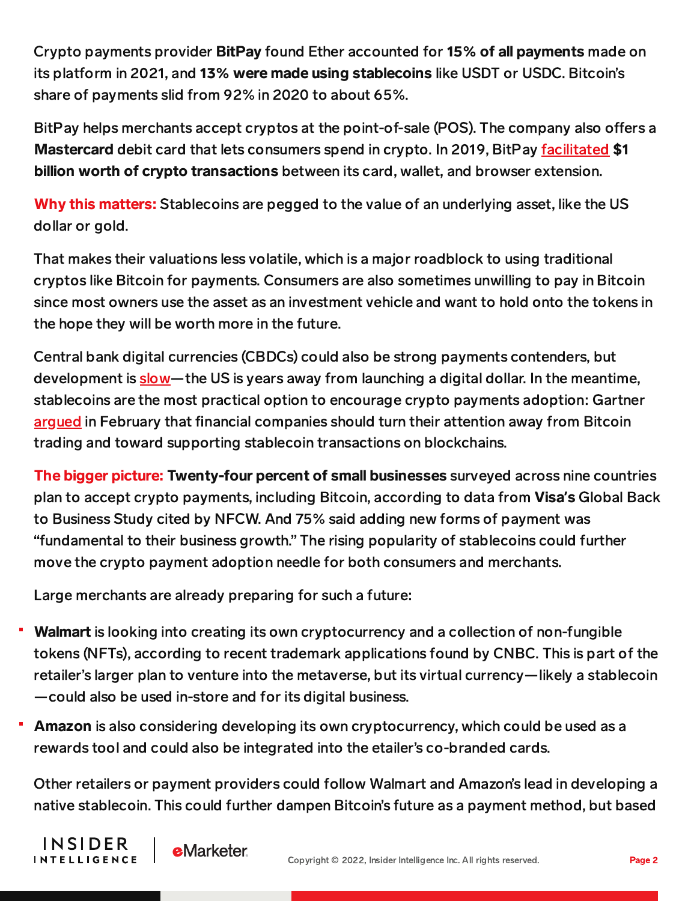Crypto payments provider **BitPay** found Ether accounted for **15% of all payments** made on its platform in 2021, and **13% were made using stablecoins** like USDT or USDC. Bitcoin's share of payments slid from 92% in 2020 to about 65%.

BitPay helps merchants accept cryptos at the point-of-sale (POS). The company also offers a **Mastercard** debit card that lets consumers spend in crypto. In 2019, BitPay facilitated **$1 billion worth of crypto transactions** between its card, wallet, and browser extension.

**Why this matters:** Stablecoins are pegged to the value of an underlying asset, like the US dollar or gold.

That makes their valuations less volatile, which is a major roadblock to using traditional cryptos like Bitcoin for payments. Consumers are also sometimes unwilling to pay in Bitcoin since most owners use the asset as an investment vehicle and want to hold onto the tokens in the hope they will be worth more in the future.

Central bank digital currencies (CBDCs) could also be strong payments contenders, but development is slow—the US is years away from launching a digital dollar. In the meantime, stablecoins are the most practical option to encourage crypto payments adoption: Gartner argued in February that financial companies should turn their attention away from Bitcoin trading and toward supporting stablecoin transactions on blockchains.

**The bigger picture:** **Twenty-four percent of small businesses** surveyed across nine countries plan to accept crypto payments, including Bitcoin, according to data from **Visa's** Global Back to Business Study cited by NFCW. And 75% said adding new forms of payment was "fundamental to their business growth." The rising popularity of stablecoins could further move the crypto payment adoption needle for both consumers and merchants.

Large merchants are already preparing for such a future:

- **Walmart** is looking into creating its own cryptocurrency and a collection of non-fungible tokens (NFTs), according to recent trademark applications found by CNBC. This is part of the retailer's larger plan to venture into the metaverse, but its virtual currency—likely a stablecoin—could also be used in-store and for its digital business.
- **Amazon** is also considering developing its own cryptocurrency, which could be used as a rewards tool and could also be integrated into the etailer's co-branded cards.

Other retailers or payment providers could follow Walmart and Amazon's lead in developing a native stablecoin. This could further dampen Bitcoin's future as a payment method, but based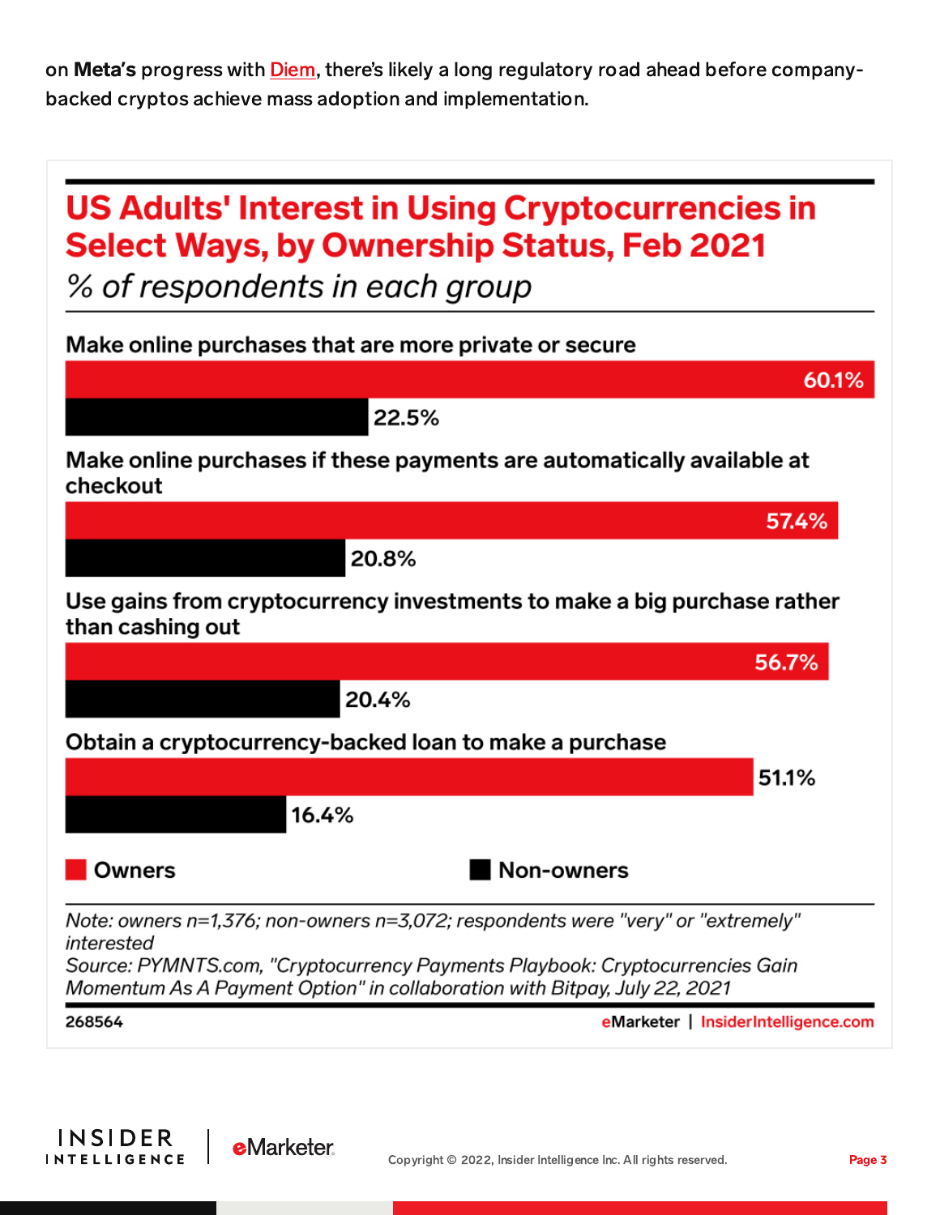on **Meta's** progress with Diem, there's likely a long regulatory road ahead before company-backed cryptos achieve mass adoption and implementation.

## US Adults' Interest in Using Cryptocurrencies in Select Ways, by Ownership Status, Feb 2021

*% of respondents in each group*

Make online purchases that are more private or secure
60.1%
22.5%

Make online purchases if these payments are automatically available at checkout
57.4%
20.8%

Use gains from cryptocurrency investments to make a big purchase rather than cashing out
56.7%
20.4%

Obtain a cryptocurrency-backed loan to make a purchase
51.1%
16.4%

Owners
Non-owners

*Note: owners n=1,376; non-owners n=3,072; respondents were "very" or "extremely" interested*
*Source: PYMNTS.com, "Cryptocurrency Payments Playbook: Cryptocurrencies Gain Momentum As A Payment Option" in collaboration with Bitpay, July 22, 2021*

268564 eMarketer | InsiderIntelligence.com